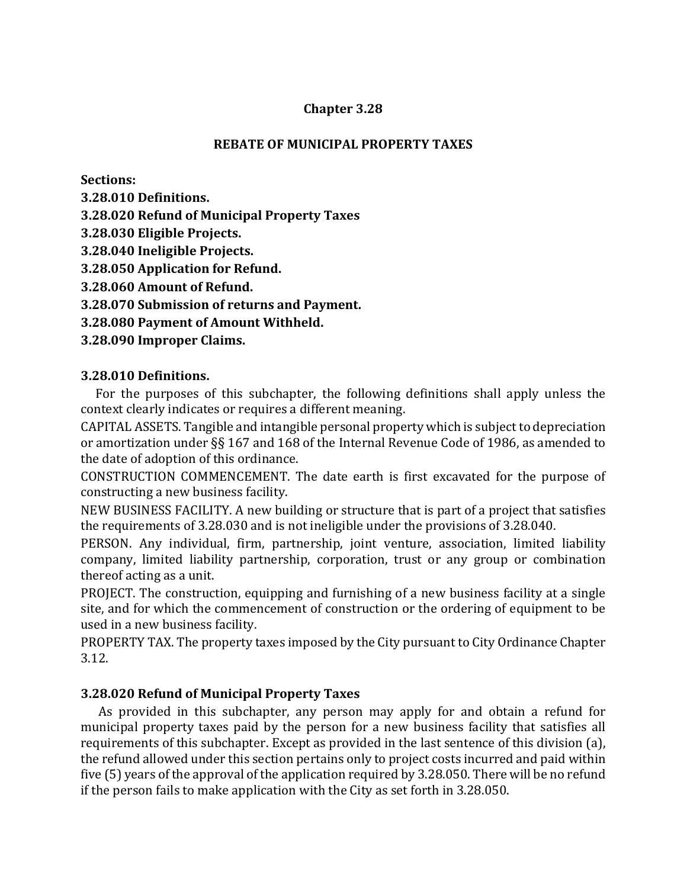# Chapter 3.28

## REBATE OF MUNICIPAL PROPERTY TAXES

**Sections:**
**3.28.010 Definitions.**
**3.28.020 Refund of Municipal Property Taxes**
**3.28.030 Eligible Projects.**
**3.28.040 Ineligible Projects.**
**3.28.050 Application for Refund.**
**3.28.060 Amount of Refund.**
**3.28.070 Submission of returns and Payment.**
**3.28.080 Payment of Amount Withheld.**
**3.28.090 Improper Claims.**

### 3.28.010 Definitions.

For the purposes of this subchapter, the following definitions shall apply unless the context clearly indicates or requires a different meaning.

CAPITAL ASSETS. Tangible and intangible personal property which is subject to depreciation or amortization under §§ 167 and 168 of the Internal Revenue Code of 1986, as amended to the date of adoption of this ordinance.

CONSTRUCTION COMMENCEMENT. The date earth is first excavated for the purpose of constructing a new business facility.

NEW BUSINESS FACILITY. A new building or structure that is part of a project that satisfies the requirements of 3.28.030 and is not ineligible under the provisions of 3.28.040.

PERSON. Any individual, firm, partnership, joint venture, association, limited liability company, limited liability partnership, corporation, trust or any group or combination thereof acting as a unit.

PROJECT. The construction, equipping and furnishing of a new business facility at a single site, and for which the commencement of construction or the ordering of equipment to be used in a new business facility.

PROPERTY TAX. The property taxes imposed by the City pursuant to City Ordinance Chapter 3.12.

### 3.28.020 Refund of Municipal Property Taxes

As provided in this subchapter, any person may apply for and obtain a refund for municipal property taxes paid by the person for a new business facility that satisfies all requirements of this subchapter. Except as provided in the last sentence of this division (a), the refund allowed under this section pertains only to project costs incurred and paid within five (5) years of the approval of the application required by 3.28.050. There will be no refund if the person fails to make application with the City as set forth in 3.28.050.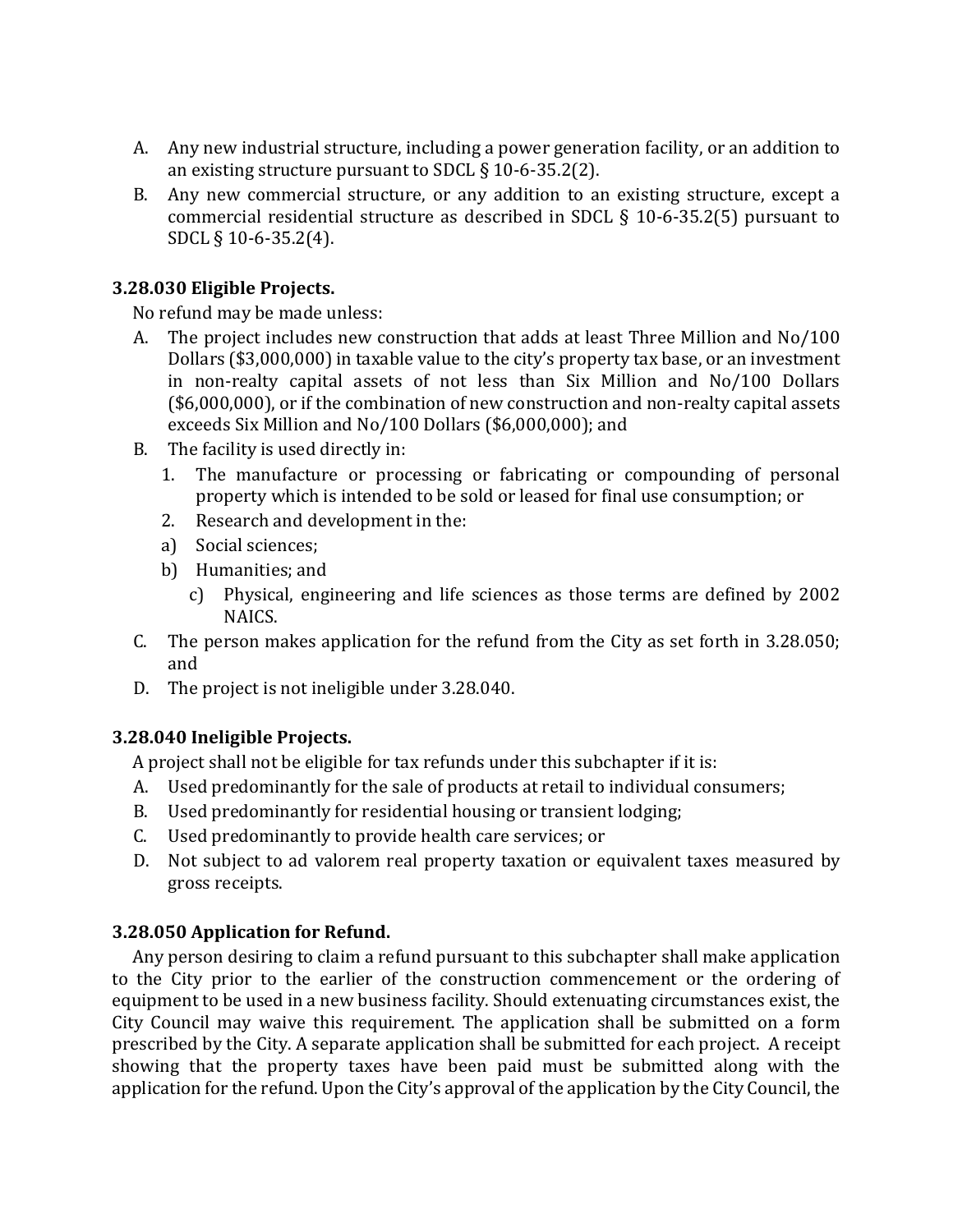A. Any new industrial structure, including a power generation facility, or an addition to an existing structure pursuant to SDCL § 10-6-35.2(2).
B. Any new commercial structure, or any addition to an existing structure, except a commercial residential structure as described in SDCL § 10-6-35.2(5) pursuant to SDCL § 10-6-35.2(4).

### 3.28.030 Eligible Projects.

No refund may be made unless:

A. The project includes new construction that adds at least Three Million and No/100 Dollars ($3,000,000) in taxable value to the city's property tax base, or an investment in non-realty capital assets of not less than Six Million and No/100 Dollars ($6,000,000), or if the combination of new construction and non-realty capital assets exceeds Six Million and No/100 Dollars ($6,000,000); and
B. The facility is used directly in:
   1. The manufacture or processing or fabricating or compounding of personal property which is intended to be sold or leased for final use consumption; or
   2. Research and development in the:
   a) Social sciences;
   b) Humanities; and
      c) Physical, engineering and life sciences as those terms are defined by 2002 NAICS.
C. The person makes application for the refund from the City as set forth in 3.28.050; and
D. The project is not ineligible under 3.28.040.

### 3.28.040 Ineligible Projects.

A project shall not be eligible for tax refunds under this subchapter if it is:

A. Used predominantly for the sale of products at retail to individual consumers;
B. Used predominantly for residential housing or transient lodging;
C. Used predominantly to provide health care services; or
D. Not subject to ad valorem real property taxation or equivalent taxes measured by gross receipts.

### 3.28.050 Application for Refund.

Any person desiring to claim a refund pursuant to this subchapter shall make application to the City prior to the earlier of the construction commencement or the ordering of equipment to be used in a new business facility. Should extenuating circumstances exist, the City Council may waive this requirement. The application shall be submitted on a form prescribed by the City. A separate application shall be submitted for each project. A receipt showing that the property taxes have been paid must be submitted along with the application for the refund. Upon the City's approval of the application by the City Council, the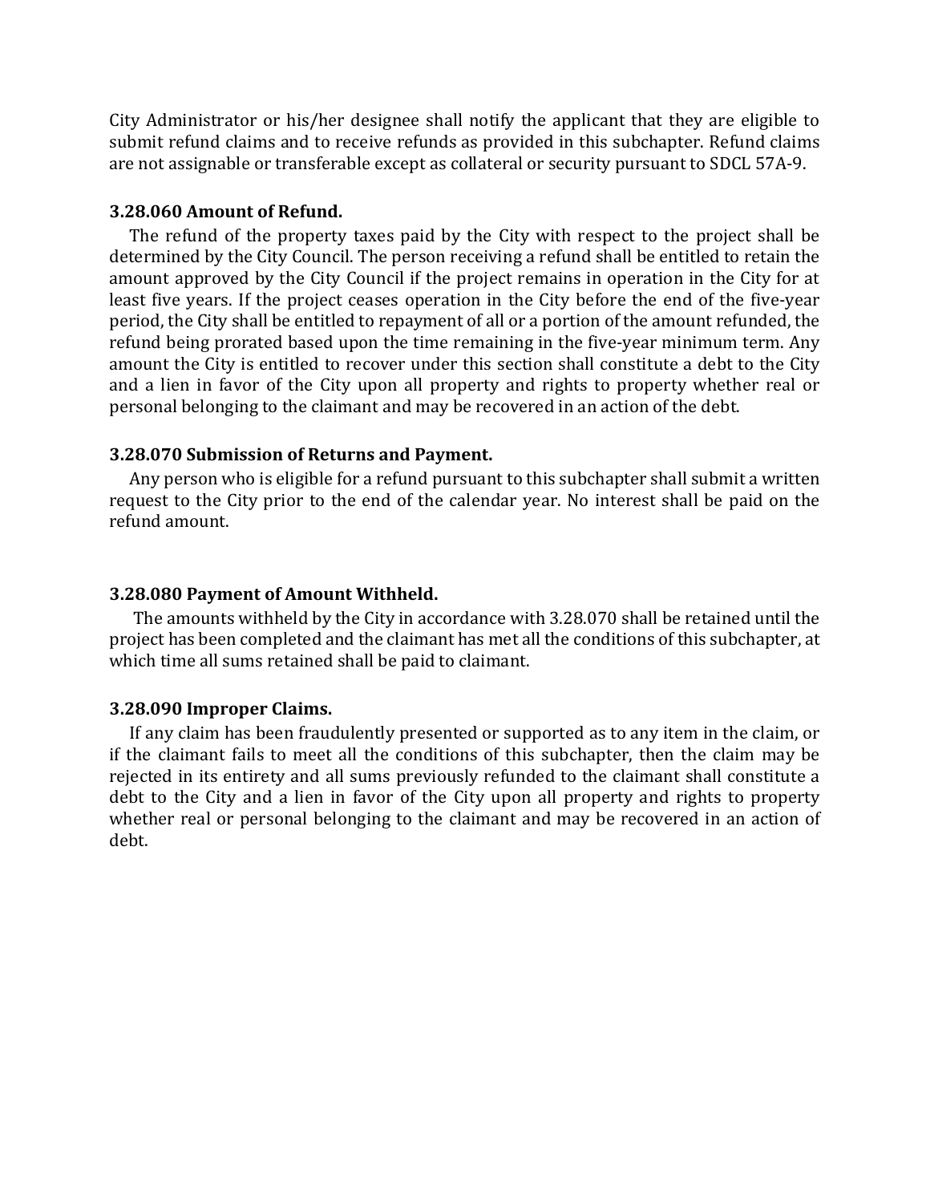City Administrator or his/her designee shall notify the applicant that they are eligible to submit refund claims and to receive refunds as provided in this subchapter. Refund claims are not assignable or transferable except as collateral or security pursuant to SDCL 57A-9.

**3.28.060 Amount of Refund.**

The refund of the property taxes paid by the City with respect to the project shall be determined by the City Council. The person receiving a refund shall be entitled to retain the amount approved by the City Council if the project remains in operation in the City for at least five years. If the project ceases operation in the City before the end of the five-year period, the City shall be entitled to repayment of all or a portion of the amount refunded, the refund being prorated based upon the time remaining in the five-year minimum term. Any amount the City is entitled to recover under this section shall constitute a debt to the City and a lien in favor of the City upon all property and rights to property whether real or personal belonging to the claimant and may be recovered in an action of the debt.

**3.28.070 Submission of Returns and Payment.**

Any person who is eligible for a refund pursuant to this subchapter shall submit a written request to the City prior to the end of the calendar year. No interest shall be paid on the refund amount.

**3.28.080 Payment of Amount Withheld.**

The amounts withheld by the City in accordance with 3.28.070 shall be retained until the project has been completed and the claimant has met all the conditions of this subchapter, at which time all sums retained shall be paid to claimant.

**3.28.090 Improper Claims.**

If any claim has been fraudulently presented or supported as to any item in the claim, or if the claimant fails to meet all the conditions of this subchapter, then the claim may be rejected in its entirety and all sums previously refunded to the claimant shall constitute a debt to the City and a lien in favor of the City upon all property and rights to property whether real or personal belonging to the claimant and may be recovered in an action of debt.